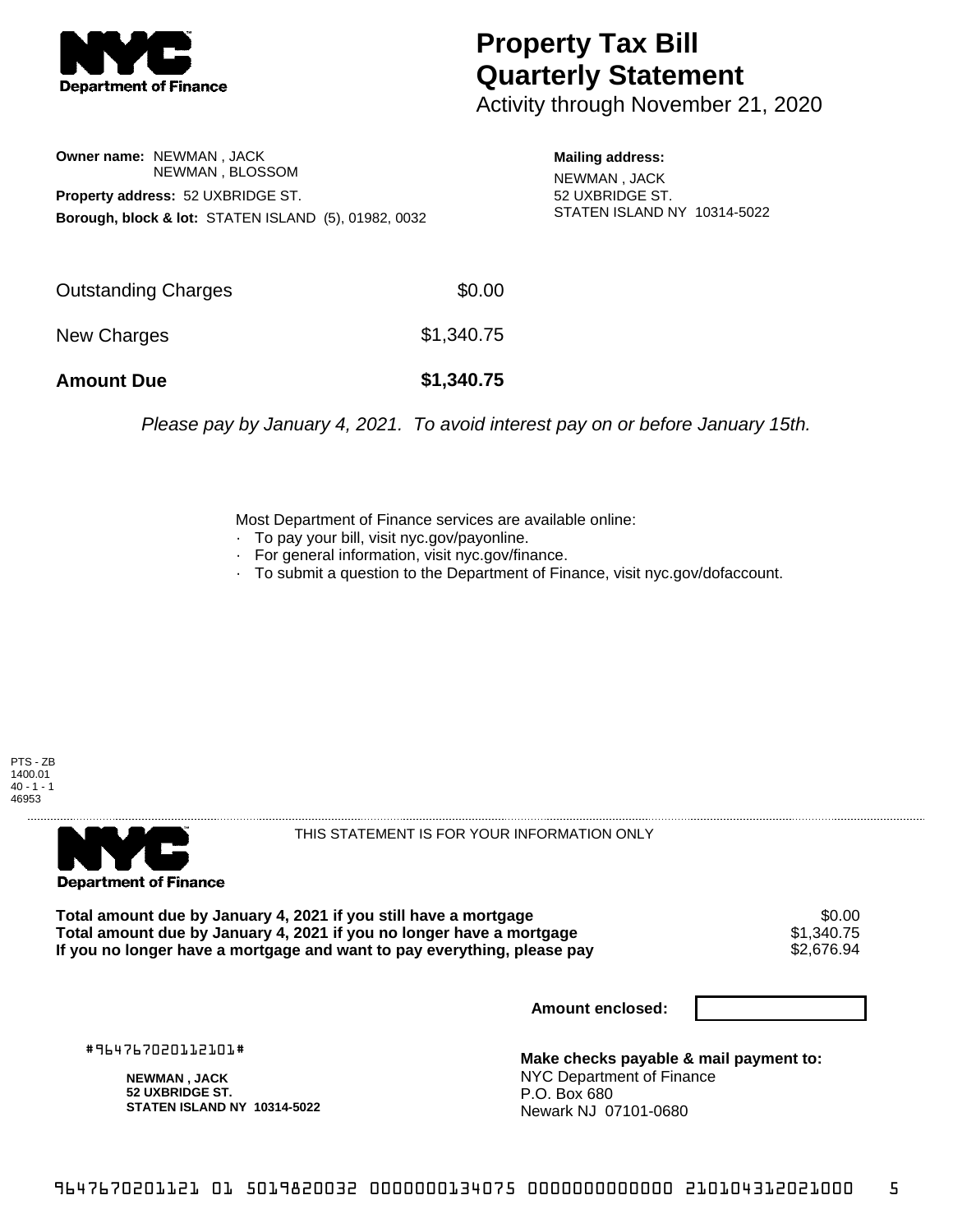# Property Tax Bill Quarterly Statement

Activity through November 21, 2020

**Owner name:** NEWMAN , JACK
NEWMAN , BLOSSOM

**Property address:** 52 UXBRIDGE ST.

**Borough, block & lot:** STATEN ISLAND (5), 01982, 0032

**Mailing address:**
NEWMAN , JACK
52 UXBRIDGE ST.
STATEN ISLAND NY 10314-5022

| | |
|---|---|
| Outstanding Charges | $0.00 |
| New Charges | $1,340.75 |
| **Amount Due** | **$1,340.75** |

*Please pay by January 4, 2021. To avoid interest pay on or before January 15th.*

Most Department of Finance services are available online:

- To pay your bill, visit nyc.gov/payonline.
- For general information, visit nyc.gov/finance.
- To submit a question to the Department of Finance, visit nyc.gov/dofaccount.

PTS - ZB
1400.01
40 - 1 - 1
46953

THIS STATEMENT IS FOR YOUR INFORMATION ONLY

| | |
|---|---|
| **Total amount due by January 4, 2021 if you still have a mortgage** | $0.00 |
| **Total amount due by January 4, 2021 if you no longer have a mortgage** | $1,340.75 |
| **If you no longer have a mortgage and want to pay everything, please pay** | $2,676.94 |

**Amount enclosed:**

#964767020112101#

**NEWMAN , JACK**
**52 UXBRIDGE ST.**
**STATEN ISLAND NY 10314-5022**

**Make checks payable & mail payment to:**
NYC Department of Finance
P.O. Box 680
Newark NJ 07101-0680

9647670201121 01 5019820032 0000000134075 0000000000000 210104312021000 5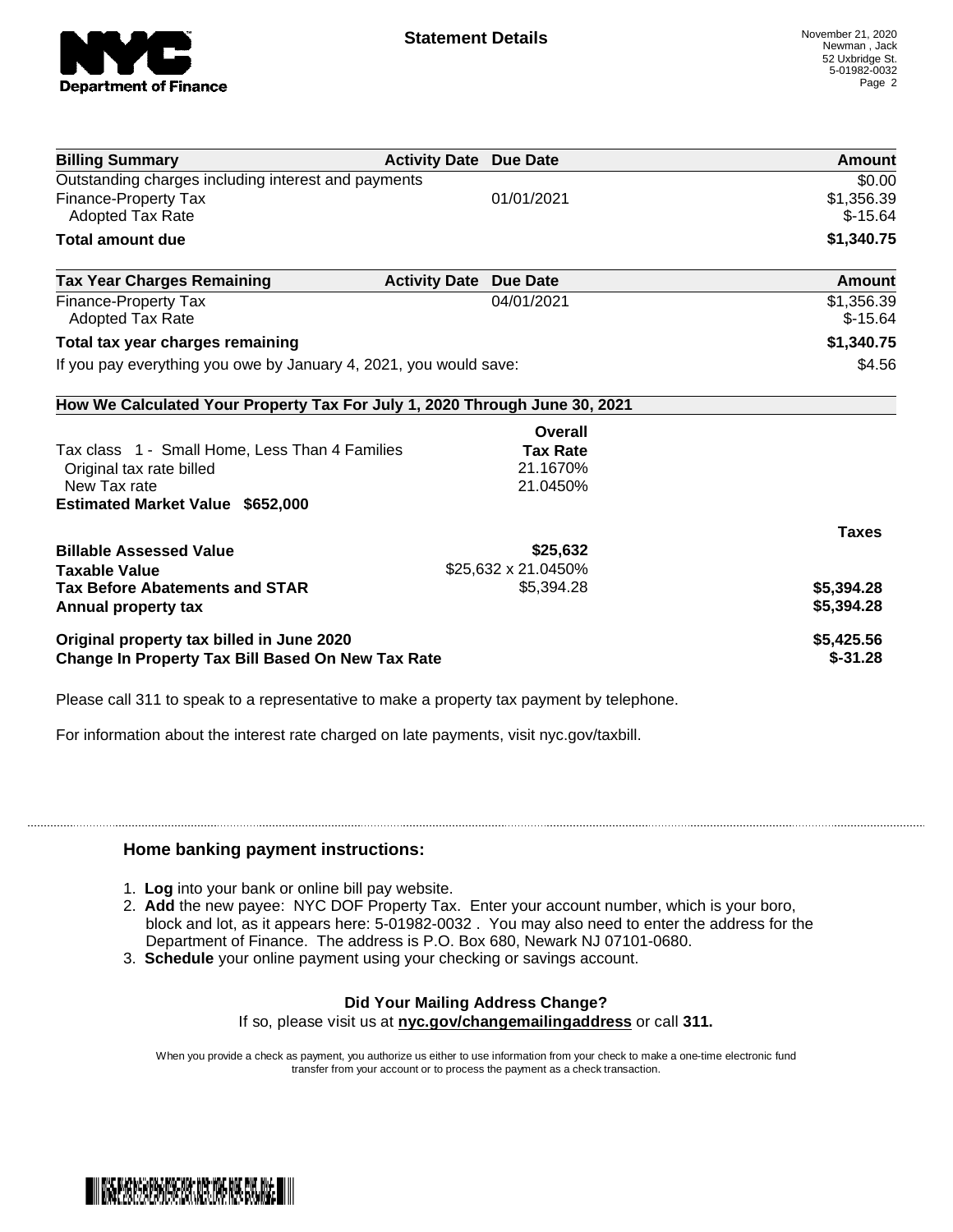# Statement Details

November 21, 2020
Newman , Jack
52 Uxbridge St.
5-01982-0032

| Billing Summary | Activity Date | Due Date | Amount |
|---|---|---|---|
| Outstanding charges including interest and payments | | | $0.00 |
| Finance-Property Tax | | 01/01/2021 | $1,356.39 |
| Adopted Tax Rate | | | $-15.64 |
| **Total amount due** | | | **$1,340.75** |

| Tax Year Charges Remaining | Activity Date | Due Date | Amount |
|---|---|---|---|
| Finance-Property Tax | | 04/01/2021 | $1,356.39 |
| Adopted Tax Rate | | | $-15.64 |
| **Total tax year charges remaining** | | | **$1,340.75** |
| If you pay everything you owe by January 4, 2021, you would save: | | | $4.56 |

## How We Calculated Your Property Tax For July 1, 2020 Through June 30, 2021

| | Overall Tax Rate | Taxes |
|---|---|---|
| Tax class 1 - Small Home, Less Than 4 Families | | |
| Original tax rate billed | 21.1670% | |
| New Tax rate | 21.0450% | |
| **Estimated Market Value $652,000** | | |
| **Billable Assessed Value** | **$25,632** | |
| **Taxable Value** | $25,632 x 21.0450% | |
| **Tax Before Abatements and STAR** | $5,394.28 | **$5,394.28** |
| **Annual property tax** | | **$5,394.28** |
| **Original property tax billed in June 2020** | | **$5,425.56** |
| **Change In Property Tax Bill Based On New Tax Rate** | | **$-31.28** |

Please call 311 to speak to a representative to make a property tax payment by telephone.

For information about the interest rate charged on late payments, visit nyc.gov/taxbill.

## Home banking payment instructions:

1. **Log** into your bank or online bill pay website.
2. **Add** the new payee: NYC DOF Property Tax. Enter your account number, which is your boro, block and lot, as it appears here: 5-01982-0032 . You may also need to enter the address for the Department of Finance. The address is P.O. Box 680, Newark NJ 07101-0680.
3. **Schedule** your online payment using your checking or savings account.

**Did Your Mailing Address Change?**

If so, please visit us at **nyc.gov/changemailingaddress** or call **311.**

When you provide a check as payment, you authorize us either to use information from your check to make a one-time electronic fund transfer from your account or to process the payment as a check transaction.